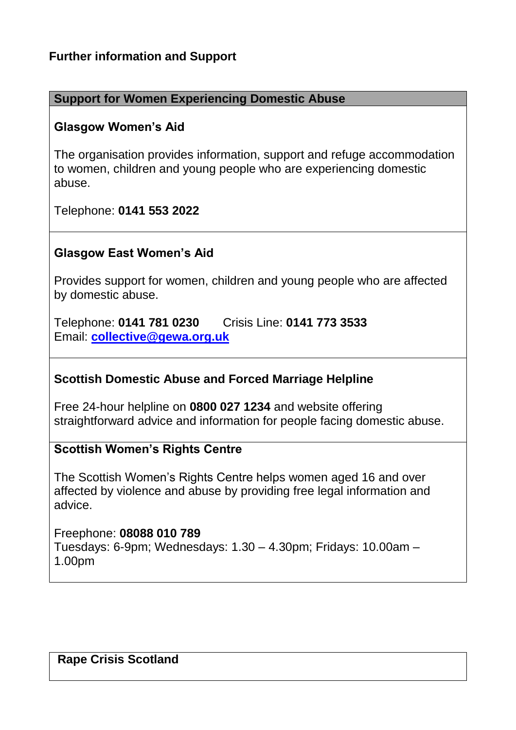## Further information and Support

### Support for Women Experiencing Domestic Abuse

**Glasgow Women's Aid**

The organisation provides information, support and refuge accommodation to women, children and young people who are experiencing domestic abuse.

Telephone: **0141 553 2022**

**Glasgow East Women's Aid**

Provides support for women, children and young people who are affected by domestic abuse.

Telephone: **0141 781 0230** Crisis Line: **0141 773 3533**
Email: **collective@gewa.org.uk**

**Scottish Domestic Abuse and Forced Marriage Helpline**

Free 24-hour helpline on **0800 027 1234** and website offering straightforward advice and information for people facing domestic abuse.

**Scottish Women's Rights Centre**

The Scottish Women's Rights Centre helps women aged 16 and over affected by violence and abuse by providing free legal information and advice.

Freephone: **08088 010 789**
Tuesdays: 6-9pm; Wednesdays: 1.30 – 4.30pm; Fridays: 10.00am – 1.00pm

**Rape Crisis Scotland**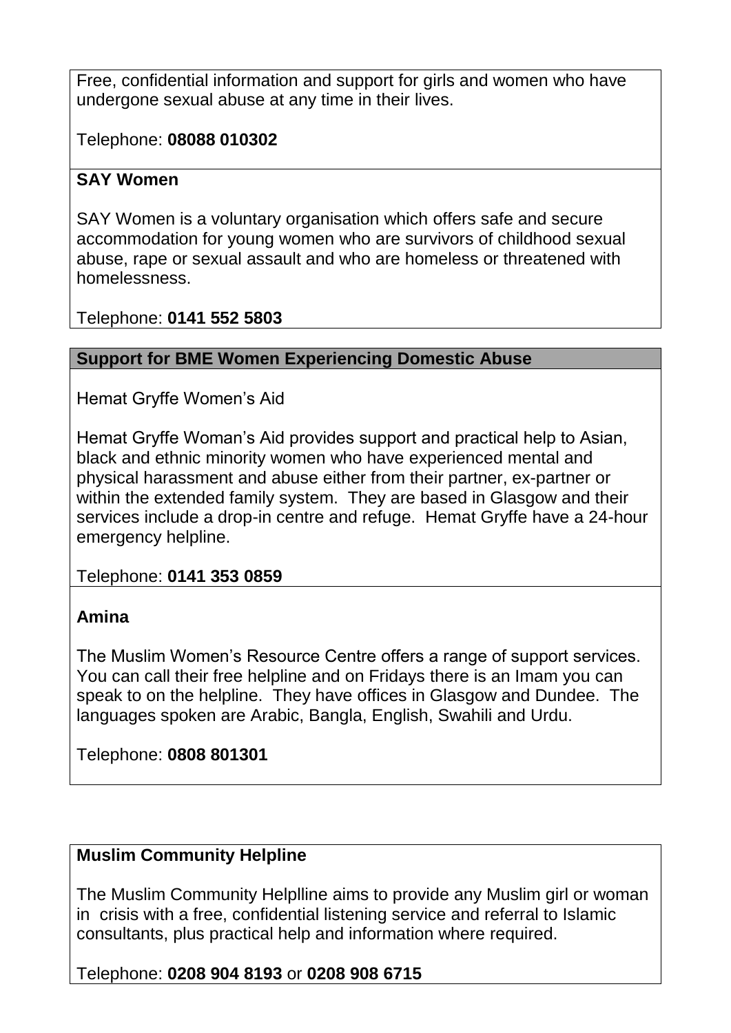Free, confidential information and support for girls and women who have undergone sexual abuse at any time in their lives.

Telephone: **08088 010302**

**SAY Women**

SAY Women is a voluntary organisation which offers safe and secure accommodation for young women who are survivors of childhood sexual abuse, rape or sexual assault and who are homeless or threatened with homelessness.

Telephone: **0141 552 5803**

### Support for BME Women Experiencing Domestic Abuse

Hemat Gryffe Women's Aid

Hemat Gryffe Woman's Aid provides support and practical help to Asian, black and ethnic minority women who have experienced mental and physical harassment and abuse either from their partner, ex-partner or within the extended family system. They are based in Glasgow and their services include a drop-in centre and refuge. Hemat Gryffe have a 24-hour emergency helpline.

Telephone: **0141 353 0859**

**Amina**

The Muslim Women's Resource Centre offers a range of support services. You can call their free helpline and on Fridays there is an Imam you can speak to on the helpline. They have offices in Glasgow and Dundee. The languages spoken are Arabic, Bangla, English, Swahili and Urdu.

Telephone: **0808 801301**

**Muslim Community Helpline**

The Muslim Community Helplline aims to provide any Muslim girl or woman in crisis with a free, confidential listening service and referral to Islamic consultants, plus practical help and information where required.

Telephone: **0208 904 8193** or **0208 908 6715**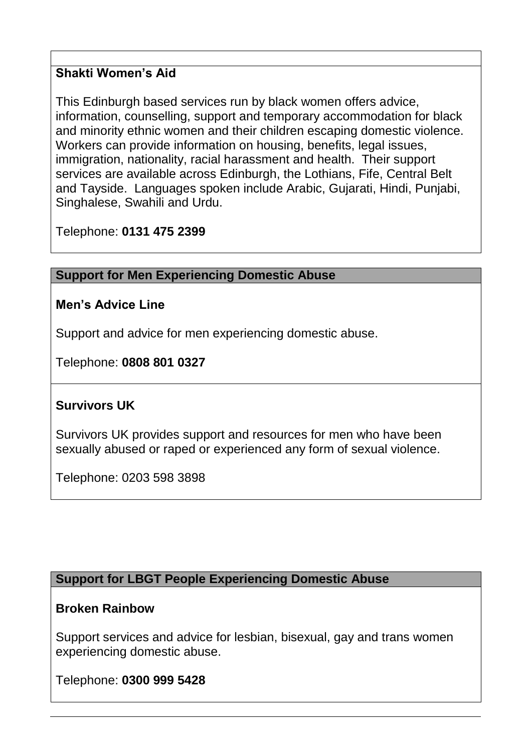### Shakti Women's Aid

This Edinburgh based services run by black women offers advice, information, counselling, support and temporary accommodation for black and minority ethnic women and their children escaping domestic violence. Workers can provide information on housing, benefits, legal issues, immigration, nationality, racial harassment and health. Their support services are available across Edinburgh, the Lothians, Fife, Central Belt and Tayside. Languages spoken include Arabic, Gujarati, Hindi, Punjabi, Singhalese, Swahili and Urdu.

Telephone: **0131 475 2399**

## Support for Men Experiencing Domestic Abuse

### Men's Advice Line

Support and advice for men experiencing domestic abuse.

Telephone: **0808 801 0327**

### Survivors UK

Survivors UK provides support and resources for men who have been sexually abused or raped or experienced any form of sexual violence.

Telephone: 0203 598 3898

## Support for LBGT People Experiencing Domestic Abuse

### Broken Rainbow

Support services and advice for lesbian, bisexual, gay and trans women experiencing domestic abuse.

Telephone: **0300 999 5428**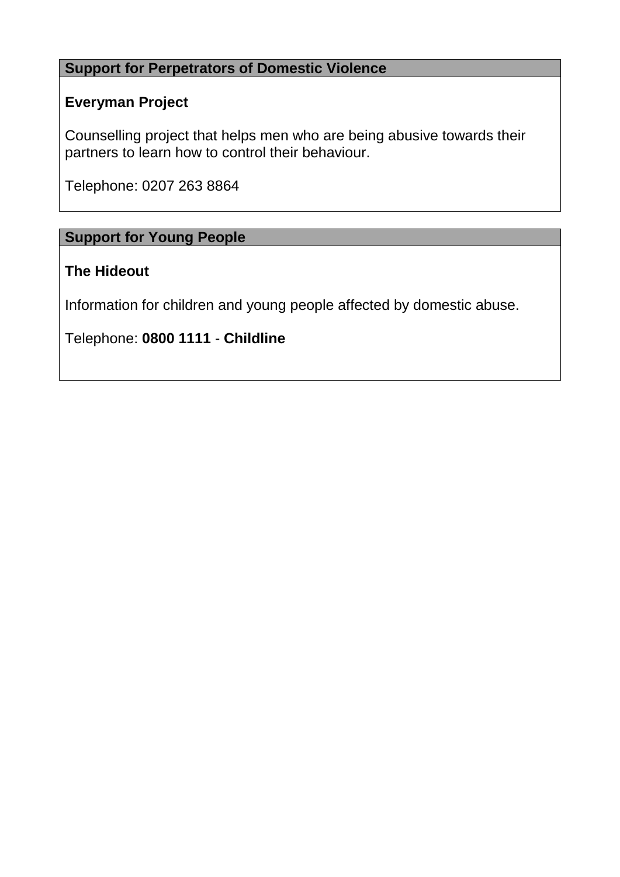## Support for Perpetrators of Domestic Violence

**Everyman Project**

Counselling project that helps men who are being abusive towards their partners to learn how to control their behaviour.

Telephone: 0207 263 8864

## Support for Young People

**The Hideout**

Information for children and young people affected by domestic abuse.

Telephone: **0800 1111** - **Childline**